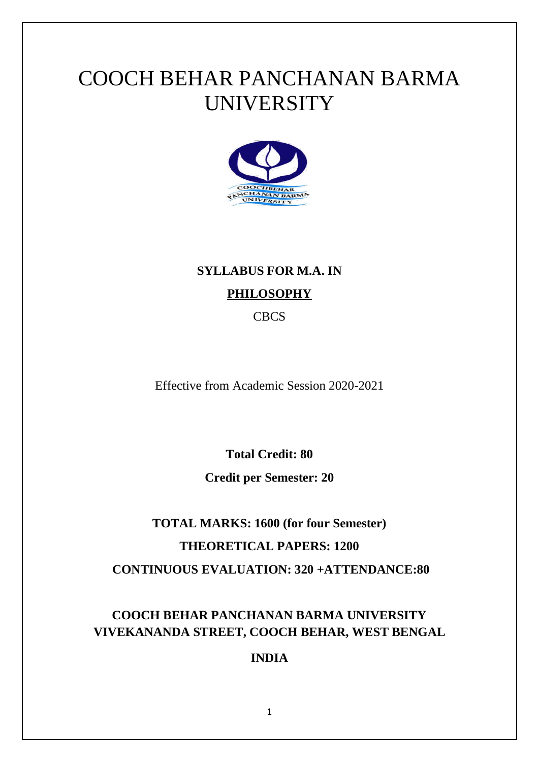# COOCH BEHAR PANCHANAN BARMA UNIVERSITY

**SYLLABUS FOR M.A. IN**

**PHILOSOPHY**

CBCS

Effective from Academic Session 2020-2021

**Total Credit: 80**

**Credit per Semester: 20**

**TOTAL MARKS: 1600 (for four Semester)**

**THEORETICAL PAPERS: 1200**

**CONTINUOUS EVALUATION: 320 +ATTENDANCE:80**

**COOCH BEHAR PANCHANAN BARMA UNIVERSITY**
**VIVEKANANDA STREET, COOCH BEHAR, WEST BENGAL**

**INDIA**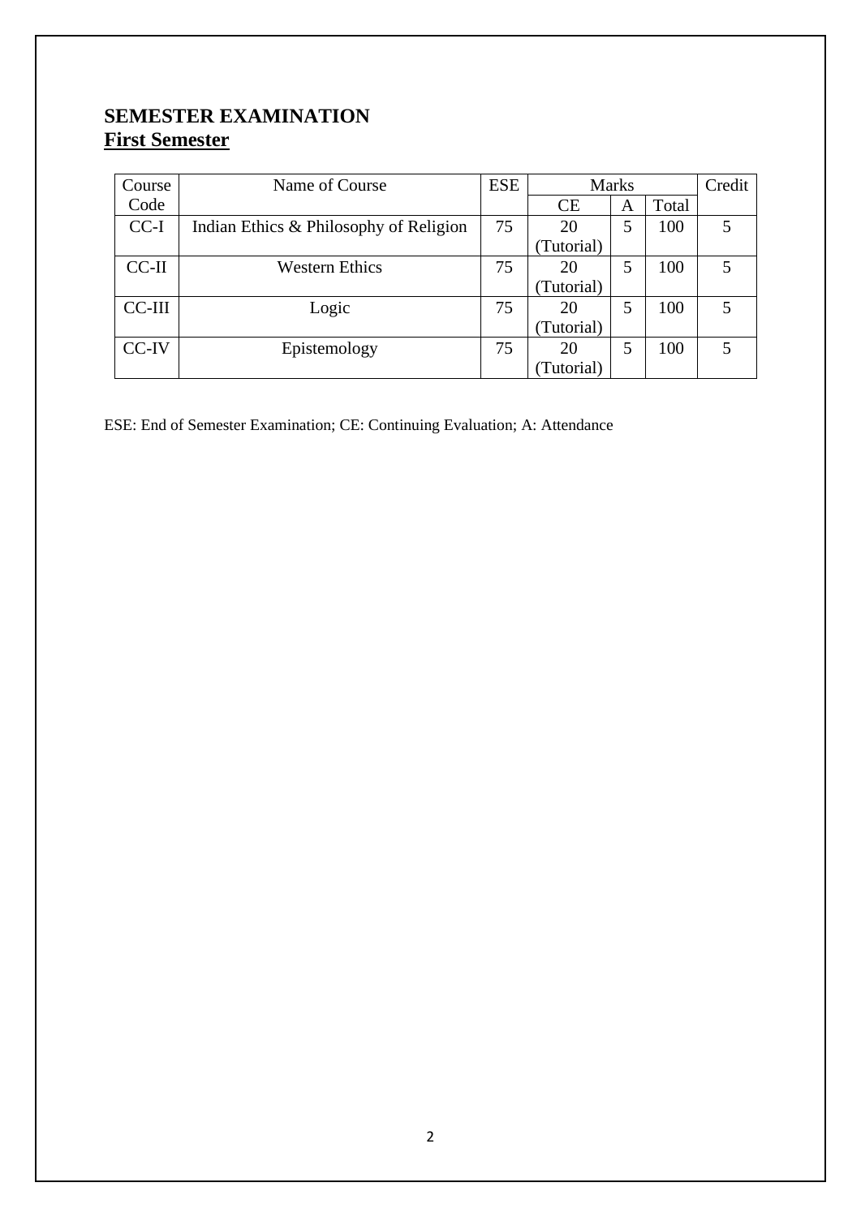## SEMESTER EXAMINATION
**First Semester**

| Course Code | Name of Course | ESE | Marks | | | Credit |
|---|---|---|---|---|---|---|
| | | | CE | A | Total | |
| CC-I | Indian Ethics & Philosophy of Religion | 75 | 20 (Tutorial) | 5 | 100 | 5 |
| CC-II | Western Ethics | 75 | 20 (Tutorial) | 5 | 100 | 5 |
| CC-III | Logic | 75 | 20 (Tutorial) | 5 | 100 | 5 |
| CC-IV | Epistemology | 75 | 20 (Tutorial) | 5 | 100 | 5 |

ESE: End of Semester Examination; CE: Continuing Evaluation; A: Attendance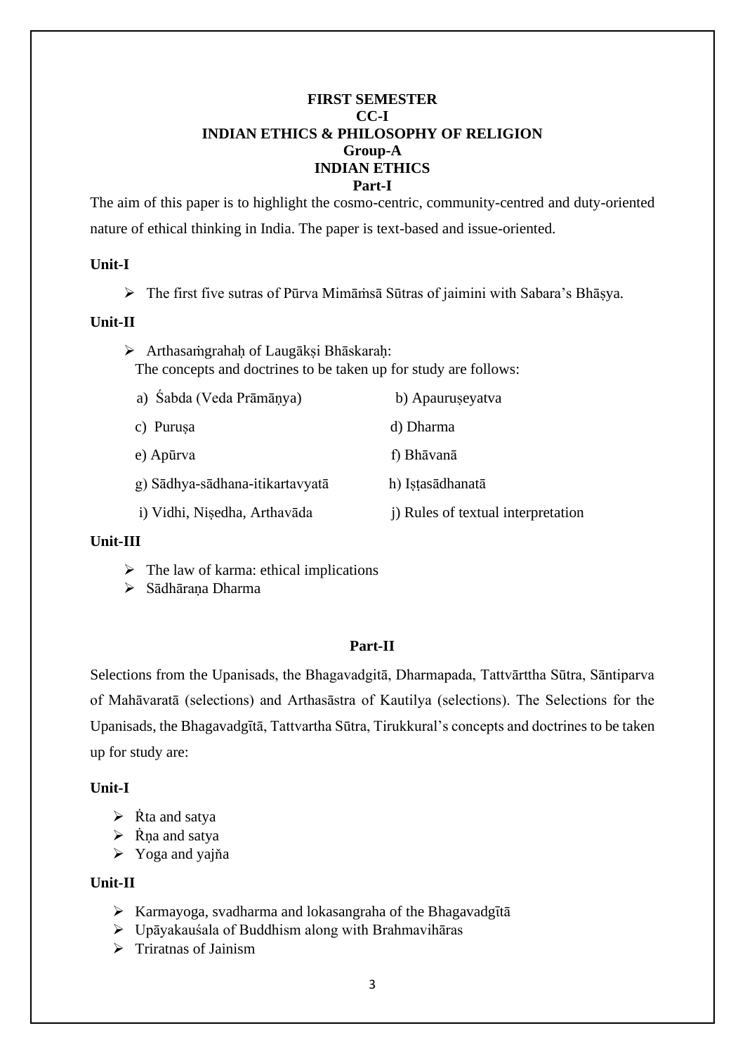**FIRST SEMESTER**

**CC-I**

**INDIAN ETHICS & PHILOSOPHY OF RELIGION**

**Group-A**

**INDIAN ETHICS**

**Part-I**

The aim of this paper is to highlight the cosmo-centric, community-centred and duty-oriented nature of ethical thinking in India. The paper is text-based and issue-oriented.

**Unit-I**

- The first five sutras of Pūrva Mimāṁsā Sūtras of jaimini with Sabara's Bhāṣya.

**Unit-II**

- Arthasaṁgrahaḥ of Laugākṣi Bhāskaraḥ:
  The concepts and doctrines to be taken up for study are follows:

  a) Śabda (Veda Prāmāṇya) b) Apauruṣeyatva

  c) Puruṣa d) Dharma

  e) Apūrva f) Bhāvanā

  g) Sādhya-sādhana-itikartavyatā h) Iṣṭasādhanatā

  i) Vidhi, Niṣedha, Arthavāda j) Rules of textual interpretation

**Unit-III**

- The law of karma: ethical implications
- Sādhāraṇa Dharma

**Part-II**

Selections from the Upanisads, the Bhagavadgitā, Dharmapada, Tattvārttha Sūtra, Sāntiparva of Mahāvaratā (selections) and Arthasāstra of Kautilya (selections). The Selections for the Upanisads, the Bhagavadgītā, Tattvartha Sūtra, Tirukkural's concepts and doctrines to be taken up for study are:

**Unit-I**

- Ṙta and satya
- Ṙṇa and satya
- Yoga and yajňa

**Unit-II**

- Karmayoga, svadharma and lokasangraha of the Bhagavadgītā
- Upāyakauśala of Buddhism along with Brahmavihāras
- Triratnas of Jainism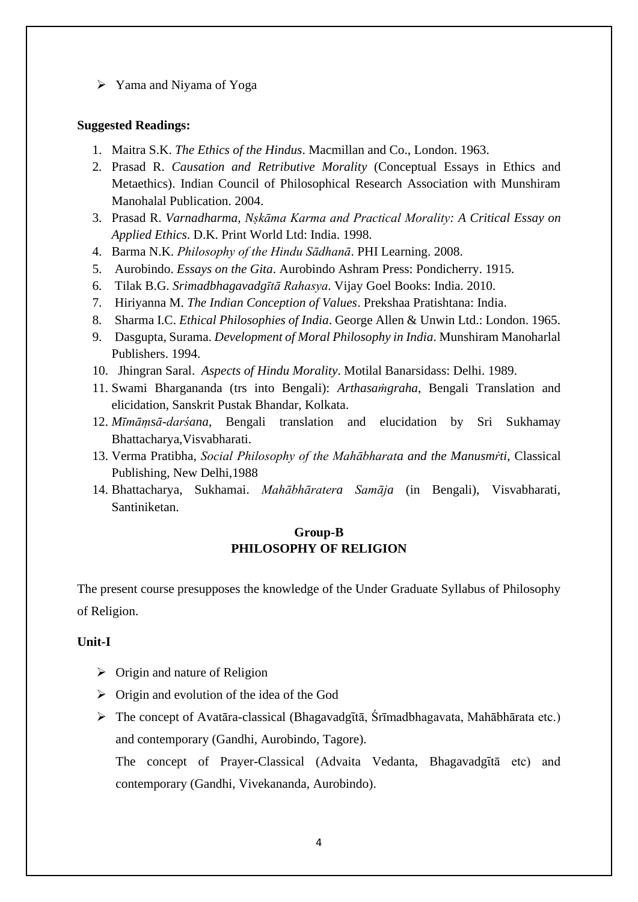- Yama and Niyama of Yoga

**Suggested Readings:**

1. Maitra S.K. *The Ethics of the Hindus*. Macmillan and Co., London. 1963.
2. Prasad R. *Causation and Retributive Morality* (Conceptual Essays in Ethics and Metaethics). Indian Council of Philosophical Research Association with Munshiram Manohalal Publication. 2004.
3. Prasad R. *Varnadharma, Nṣkāma Karma and Practical Morality: A Critical Essay on Applied Ethics*. D.K. Print World Ltd: India. 1998.
4. Barma N.K. *Philosophy of the Hindu Sādhanā*. PHI Learning. 2008.
5. Aurobindo. *Essays on the Gita*. Aurobindo Ashram Press: Pondicherry. 1915.
6. Tilak B.G. *Srimadbhagavadgītā Rahasya*. Vijay Goel Books: India. 2010.
7. Hiriyanna M. *The Indian Conception of Values*. Prekshaa Pratishtana: India.
8. Sharma I.C. *Ethical Philosophies of India*. George Allen & Unwin Ltd.: London. 1965.
9. Dasgupta, Surama. *Development of Moral Philosophy in India*. Munshiram Manoharlal Publishers. 1994.
10. Jhingran Saral. *Aspects of Hindu Morality*. Motilal Banarsidass: Delhi. 1989.
11. Swami Bhargananda (trs into Bengali): *Arthasaṁgraha*, Bengali Translation and elicidation, Sanskrit Pustak Bhandar, Kolkata.
12. *Mīmāṃsā-darśana*, Bengali translation and elucidation by Sri Sukhamay Bhattacharya,Visvabharati.
13. Verma Pratibha, *Social Philosophy of the Mahābharata and the Manusmṛti*, Classical Publishing, New Delhi,1988
14. Bhattacharya, Sukhamai. *Mahābhāratera Samāja* (in Bengali), Visvabharati, Santiniketan.

## Group-B
## PHILOSOPHY OF RELIGION

The present course presupposes the knowledge of the Under Graduate Syllabus of Philosophy of Religion.

**Unit-I**

- Origin and nature of Religion
- Origin and evolution of the idea of the God
- The concept of Avatāra-classical (Bhagavadgītā, Śrīmadbhagavata, Mahābhārata etc.) and contemporary (Gandhi, Aurobindo, Tagore).

  The concept of Prayer-Classical (Advaita Vedanta, Bhagavadgītā etc) and contemporary (Gandhi, Vivekananda, Aurobindo).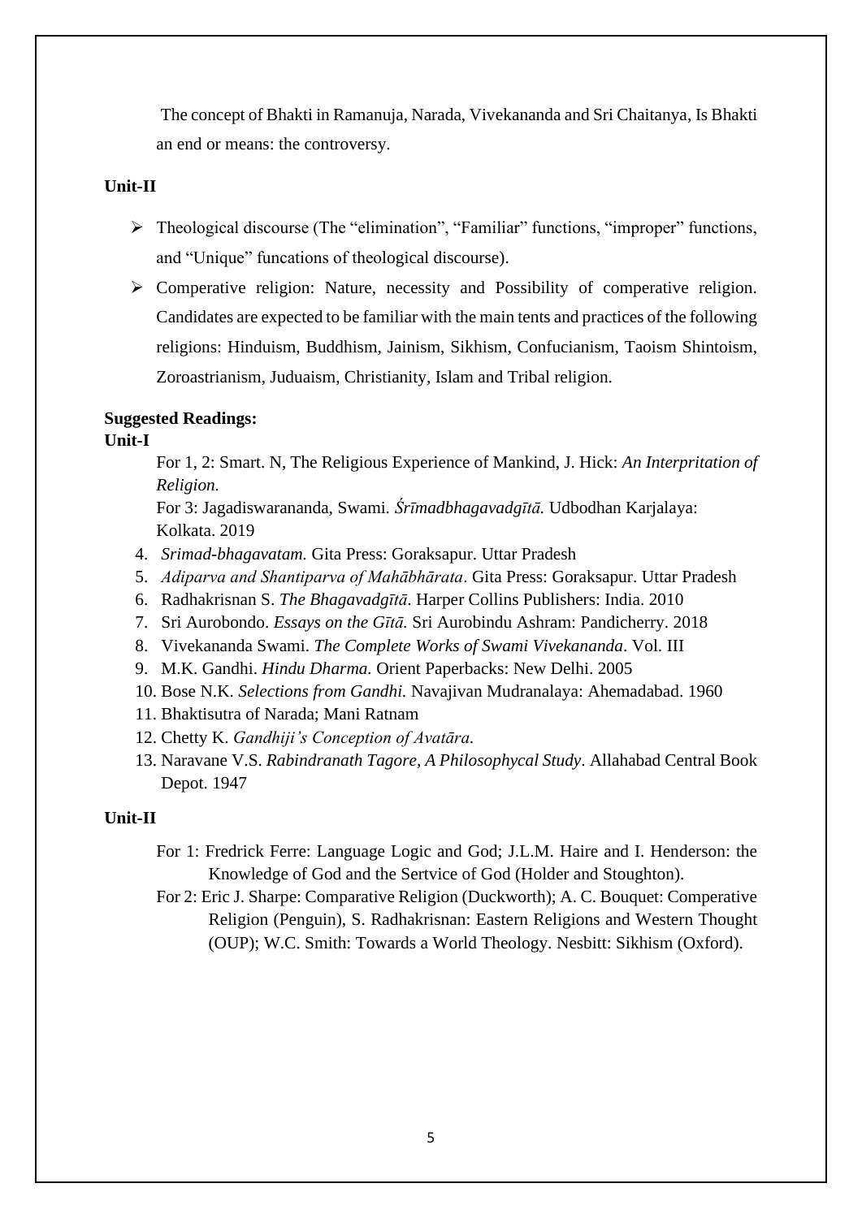The concept of Bhakti in Ramanuja, Narada, Vivekananda and Sri Chaitanya, Is Bhakti an end or means: the controversy.

**Unit-II**

- Theological discourse (The "elimination", "Familiar" functions, "improper" functions, and "Unique" funcations of theological discourse).
- Comperative religion: Nature, necessity and Possibility of comperative religion. Candidates are expected to be familiar with the main tents and practices of the following religions: Hinduism, Buddhism, Jainism, Sikhism, Confucianism, Taoism Shintoism, Zoroastrianism, Juduaism, Christianity, Islam and Tribal religion.

**Suggested Readings:**

**Unit-I**

For 1, 2: Smart. N, The Religious Experience of Mankind, J. Hick: *An Interpritation of Religion.*

For 3: Jagadiswarananda, Swami. *Śrīmadbhagavadgītā.* Udbodhan Karjalaya: Kolkata. 2019

4. *Srimad-bhagavatam.* Gita Press: Goraksapur. Uttar Pradesh
5. *Adiparva and Shantiparva of Mahābhārata*. Gita Press: Goraksapur. Uttar Pradesh
6. Radhakrisnan S. *The Bhagavadgītā*. Harper Collins Publishers: India. 2010
7. Sri Aurobondo. *Essays on the Gītā.* Sri Aurobindu Ashram: Pandicherry. 2018
8. Vivekananda Swami. *The Complete Works of Swami Vivekananda*. Vol. III
9. M.K. Gandhi. *Hindu Dharma.* Orient Paperbacks: New Delhi. 2005
10. Bose N.K. *Selections from Gandhi.* Navajivan Mudranalaya: Ahemadabad. 1960
11. Bhaktisutra of Narada; Mani Ratnam
12. Chetty K. *Gandhiji's Conception of Avatāra.*
13. Naravane V.S. *Rabindranath Tagore, A Philosophycal Study*. Allahabad Central Book Depot. 1947

**Unit-II**

For 1: Fredrick Ferre: Language Logic and God; J.L.M. Haire and I. Henderson: the Knowledge of God and the Sertvice of God (Holder and Stoughton).

For 2: Eric J. Sharpe: Comparative Religion (Duckworth); A. C. Bouquet: Comperative Religion (Penguin), S. Radhakrisnan: Eastern Religions and Western Thought (OUP); W.C. Smith: Towards a World Theology. Nesbitt: Sikhism (Oxford).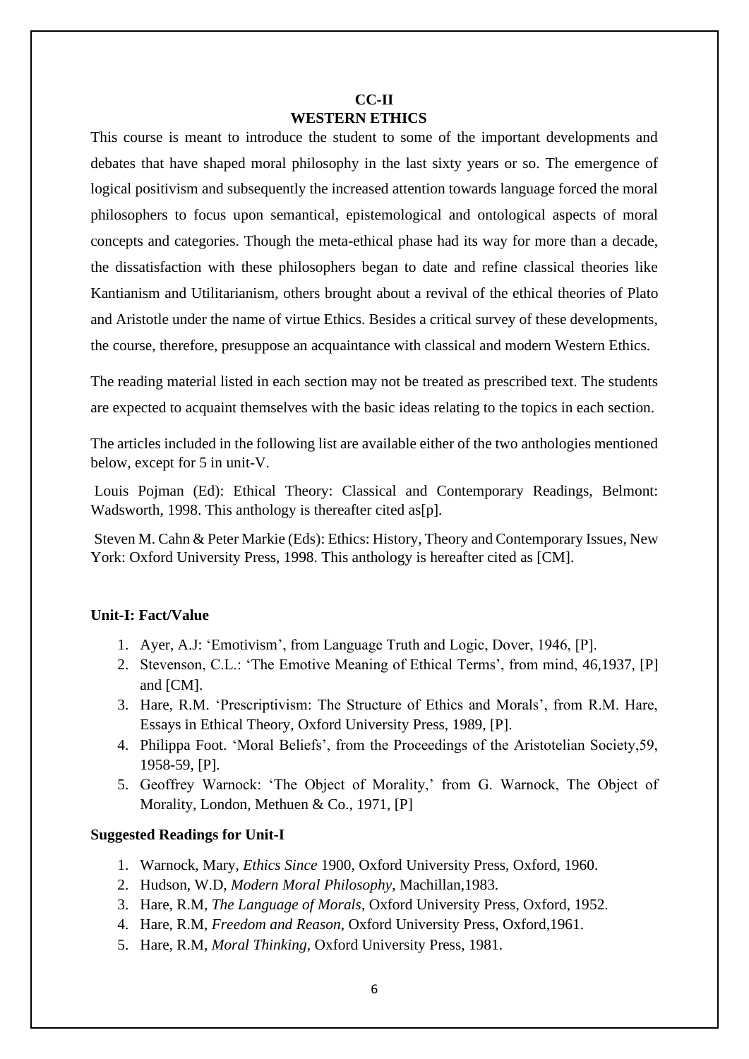## CC-II
## WESTERN ETHICS

This course is meant to introduce the student to some of the important developments and debates that have shaped moral philosophy in the last sixty years or so. The emergence of logical positivism and subsequently the increased attention towards language forced the moral philosophers to focus upon semantical, epistemological and ontological aspects of moral concepts and categories. Though the meta-ethical phase had its way for more than a decade, the dissatisfaction with these philosophers began to date and refine classical theories like Kantianism and Utilitarianism, others brought about a revival of the ethical theories of Plato and Aristotle under the name of virtue Ethics. Besides a critical survey of these developments, the course, therefore, presuppose an acquaintance with classical and modern Western Ethics.

The reading material listed in each section may not be treated as prescribed text. The students are expected to acquaint themselves with the basic ideas relating to the topics in each section.

The articles included in the following list are available either of the two anthologies mentioned below, except for 5 in unit-V.

Louis Pojman (Ed): Ethical Theory: Classical and Contemporary Readings, Belmont: Wadsworth, 1998. This anthology is thereafter cited as[p].

Steven M. Cahn & Peter Markie (Eds): Ethics: History, Theory and Contemporary Issues, New York: Oxford University Press, 1998. This anthology is hereafter cited as [CM].

**Unit-I: Fact/Value**

1. Ayer, A.J: 'Emotivism', from Language Truth and Logic, Dover, 1946, [P].
2. Stevenson, C.L.: 'The Emotive Meaning of Ethical Terms', from mind, 46,1937, [P] and [CM].
3. Hare, R.M. 'Prescriptivism: The Structure of Ethics and Morals', from R.M. Hare, Essays in Ethical Theory, Oxford University Press, 1989, [P].
4. Philippa Foot. 'Moral Beliefs', from the Proceedings of the Aristotelian Society,59, 1958-59, [P].
5. Geoffrey Warnock: 'The Object of Morality,' from G. Warnock, The Object of Morality, London, Methuen & Co., 1971, [P]

**Suggested Readings for Unit-I**

1. Warnock, Mary, *Ethics Since* 1900, Oxford University Press, Oxford, 1960.
2. Hudson, W.D, *Modern Moral Philosophy*, Machillan,1983.
3. Hare, R.M, *The Language of Morals*, Oxford University Press, Oxford, 1952.
4. Hare, R.M, *Freedom and Reason*, Oxford University Press, Oxford,1961.
5. Hare, R.M, *Moral Thinking*, Oxford University Press, 1981.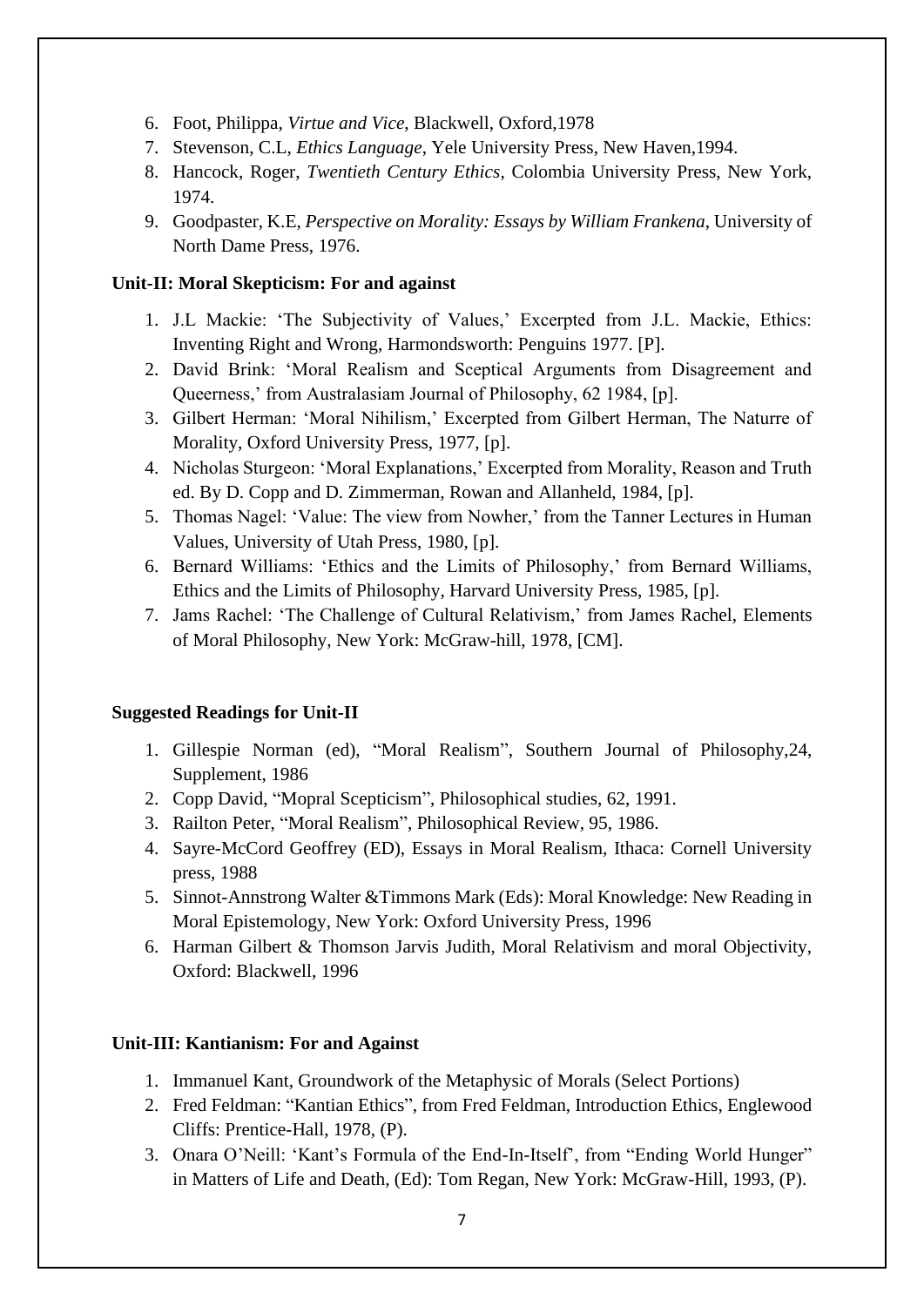6. Foot, Philippa, *Virtue and Vice*, Blackwell, Oxford,1978
7. Stevenson, C.L, *Ethics Language*, Yele University Press, New Haven,1994.
8. Hancock, Roger, *Twentieth Century Ethics*, Colombia University Press, New York, 1974.
9. Goodpaster, K.E, *Perspective on Morality: Essays by William Frankena*, University of North Dame Press, 1976.

**Unit-II: Moral Skepticism: For and against**

1. J.L Mackie: 'The Subjectivity of Values,' Excerpted from J.L. Mackie, Ethics: Inventing Right and Wrong, Harmondsworth: Penguins 1977. [P].
2. David Brink: 'Moral Realism and Sceptical Arguments from Disagreement and Queerness,' from Australasiam Journal of Philosophy, 62 1984, [p].
3. Gilbert Herman: 'Moral Nihilism,' Excerpted from Gilbert Herman, The Naturre of Morality, Oxford University Press, 1977, [p].
4. Nicholas Sturgeon: 'Moral Explanations,' Excerpted from Morality, Reason and Truth ed. By D. Copp and D. Zimmerman, Rowan and Allanheld, 1984, [p].
5. Thomas Nagel: 'Value: The view from Nowher,' from the Tanner Lectures in Human Values, University of Utah Press, 1980, [p].
6. Bernard Williams: 'Ethics and the Limits of Philosophy,' from Bernard Williams, Ethics and the Limits of Philosophy, Harvard University Press, 1985, [p].
7. Jams Rachel: 'The Challenge of Cultural Relativism,' from James Rachel, Elements of Moral Philosophy, New York: McGraw-hill, 1978, [CM].

**Suggested Readings for Unit-II**

1. Gillespie Norman (ed), "Moral Realism", Southern Journal of Philosophy,24, Supplement, 1986
2. Copp David, "Mopral Scepticism", Philosophical studies, 62, 1991.
3. Railton Peter, "Moral Realism", Philosophical Review, 95, 1986.
4. Sayre-McCord Geoffrey (ED), Essays in Moral Realism, Ithaca: Cornell University press, 1988
5. Sinnot-Annstrong Walter &Timmons Mark (Eds): Moral Knowledge: New Reading in Moral Epistemology, New York: Oxford University Press, 1996
6. Harman Gilbert & Thomson Jarvis Judith, Moral Relativism and moral Objectivity, Oxford: Blackwell, 1996

**Unit-III: Kantianism: For and Against**

1. Immanuel Kant, Groundwork of the Metaphysic of Morals (Select Portions)
2. Fred Feldman: "Kantian Ethics", from Fred Feldman, Introduction Ethics, Englewood Cliffs: Prentice-Hall, 1978, (P).
3. Onara O'Neill: 'Kant's Formula of the End-In-Itself', from "Ending World Hunger" in Matters of Life and Death, (Ed): Tom Regan, New York: McGraw-Hill, 1993, (P).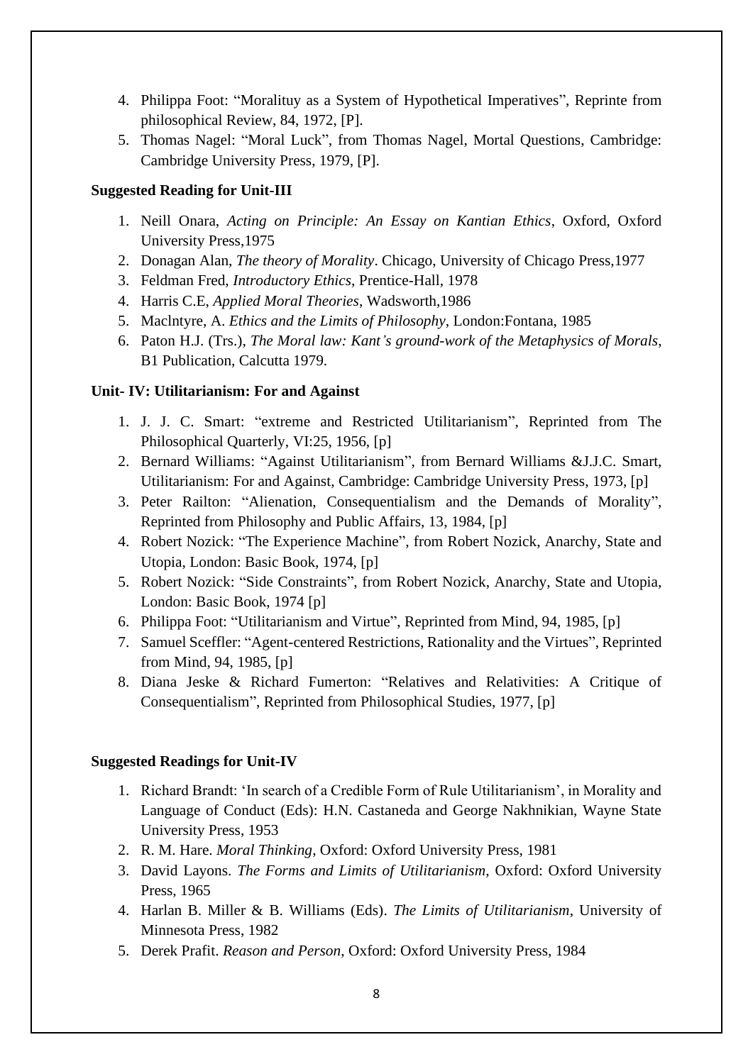4. Philippa Foot: “Moralituy as a System of Hypothetical Imperatives”, Reprinte from philosophical Review, 84, 1972, [P].
5. Thomas Nagel: “Moral Luck”, from Thomas Nagel, Mortal Questions, Cambridge: Cambridge University Press, 1979, [P].

**Suggested Reading for Unit-III**

1. Neill Onara, *Acting on Principle: An Essay on Kantian Ethics*, Oxford, Oxford University Press,1975
2. Donagan Alan, *The theory of Morality*. Chicago, University of Chicago Press,1977
3. Feldman Fred, *Introductory Ethics*, Prentice-Hall, 1978
4. Harris C.E, *Applied Moral Theories*, Wadsworth,1986
5. Maclntyre, A. *Ethics and the Limits of Philosophy*, London:Fontana, 1985
6. Paton H.J. (Trs.), *The Moral law: Kant’s ground-work of the Metaphysics of Morals*, B1 Publication, Calcutta 1979.

**Unit- IV: Utilitarianism: For and Against**

1. J. J. C. Smart: “extreme and Restricted Utilitarianism”, Reprinted from The Philosophical Quarterly, VI:25, 1956, [p]
2. Bernard Williams: “Against Utilitarianism”, from Bernard Williams &J.J.C. Smart, Utilitarianism: For and Against, Cambridge: Cambridge University Press, 1973, [p]
3. Peter Railton: “Alienation, Consequentialism and the Demands of Morality”, Reprinted from Philosophy and Public Affairs, 13, 1984, [p]
4. Robert Nozick: “The Experience Machine”, from Robert Nozick, Anarchy, State and Utopia, London: Basic Book, 1974, [p]
5. Robert Nozick: “Side Constraints”, from Robert Nozick, Anarchy, State and Utopia, London: Basic Book, 1974 [p]
6. Philippa Foot: “Utilitarianism and Virtue”, Reprinted from Mind, 94, 1985, [p]
7. Samuel Sceffler: “Agent-centered Restrictions, Rationality and the Virtues”, Reprinted from Mind, 94, 1985, [p]
8. Diana Jeske & Richard Fumerton: “Relatives and Relativities: A Critique of Consequentialism”, Reprinted from Philosophical Studies, 1977, [p]

**Suggested Readings for Unit-IV**

1. Richard Brandt: ‘In search of a Credible Form of Rule Utilitarianism’, in Morality and Language of Conduct (Eds): H.N. Castaneda and George Nakhnikian, Wayne State University Press, 1953
2. R. M. Hare. *Moral Thinking*, Oxford: Oxford University Press, 1981
3. David Layons. *The Forms and Limits of Utilitarianism*, Oxford: Oxford University Press, 1965
4. Harlan B. Miller & B. Williams (Eds). *The Limits of Utilitarianism*, University of Minnesota Press, 1982
5. Derek Prafit. *Reason and Person*, Oxford: Oxford University Press, 1984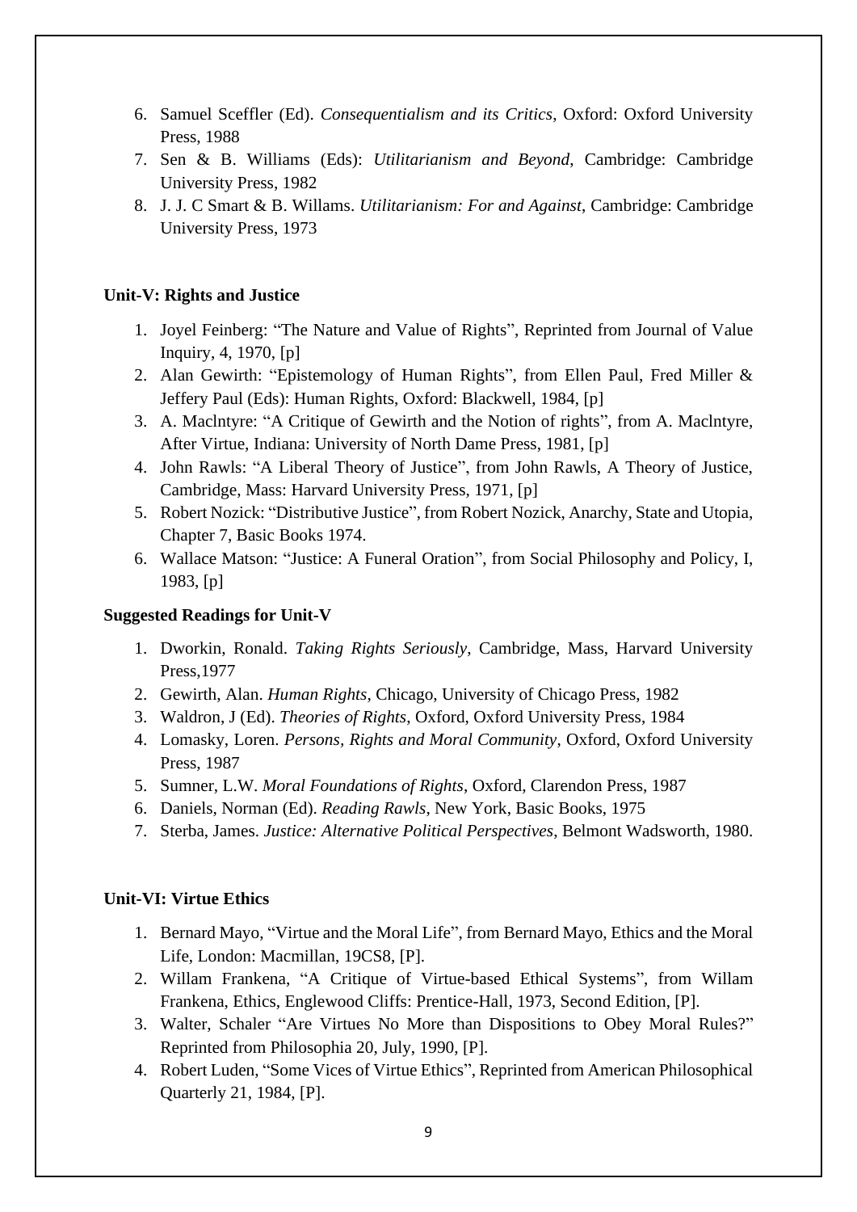6. Samuel Sceffler (Ed). *Consequentialism and its Critics*, Oxford: Oxford University Press, 1988
7. Sen & B. Williams (Eds): *Utilitarianism and Beyond*, Cambridge: Cambridge University Press, 1982
8. J. J. C Smart & B. Willams. *Utilitarianism: For and Against*, Cambridge: Cambridge University Press, 1973

**Unit-V: Rights and Justice**

1. Joyel Feinberg: "The Nature and Value of Rights", Reprinted from Journal of Value Inquiry, 4, 1970, [p]
2. Alan Gewirth: "Epistemology of Human Rights", from Ellen Paul, Fred Miller & Jeffery Paul (Eds): Human Rights, Oxford: Blackwell, 1984, [p]
3. A. Maclntyre: "A Critique of Gewirth and the Notion of rights", from A. Maclntyre, After Virtue, Indiana: University of North Dame Press, 1981, [p]
4. John Rawls: "A Liberal Theory of Justice", from John Rawls, A Theory of Justice, Cambridge, Mass: Harvard University Press, 1971, [p]
5. Robert Nozick: "Distributive Justice", from Robert Nozick, Anarchy, State and Utopia, Chapter 7, Basic Books 1974.
6. Wallace Matson: "Justice: A Funeral Oration", from Social Philosophy and Policy, I, 1983, [p]

**Suggested Readings for Unit-V**

1. Dworkin, Ronald. *Taking Rights Seriously*, Cambridge, Mass, Harvard University Press,1977
2. Gewirth, Alan. *Human Rights*, Chicago, University of Chicago Press, 1982
3. Waldron, J (Ed). *Theories of Rights*, Oxford, Oxford University Press, 1984
4. Lomasky, Loren. *Persons, Rights and Moral Community*, Oxford, Oxford University Press, 1987
5. Sumner, L.W. *Moral Foundations of Rights*, Oxford, Clarendon Press, 1987
6. Daniels, Norman (Ed). *Reading Rawls*, New York, Basic Books, 1975
7. Sterba, James. *Justice: Alternative Political Perspectives*, Belmont Wadsworth, 1980.

**Unit-VI: Virtue Ethics**

1. Bernard Mayo, "Virtue and the Moral Life", from Bernard Mayo, Ethics and the Moral Life, London: Macmillan, 19CS8, [P].
2. Willam Frankena, "A Critique of Virtue-based Ethical Systems", from Willam Frankena, Ethics, Englewood Cliffs: Prentice-Hall, 1973, Second Edition, [P].
3. Walter, Schaler "Are Virtues No More than Dispositions to Obey Moral Rules?" Reprinted from Philosophia 20, July, 1990, [P].
4. Robert Luden, "Some Vices of Virtue Ethics", Reprinted from American Philosophical Quarterly 21, 1984, [P].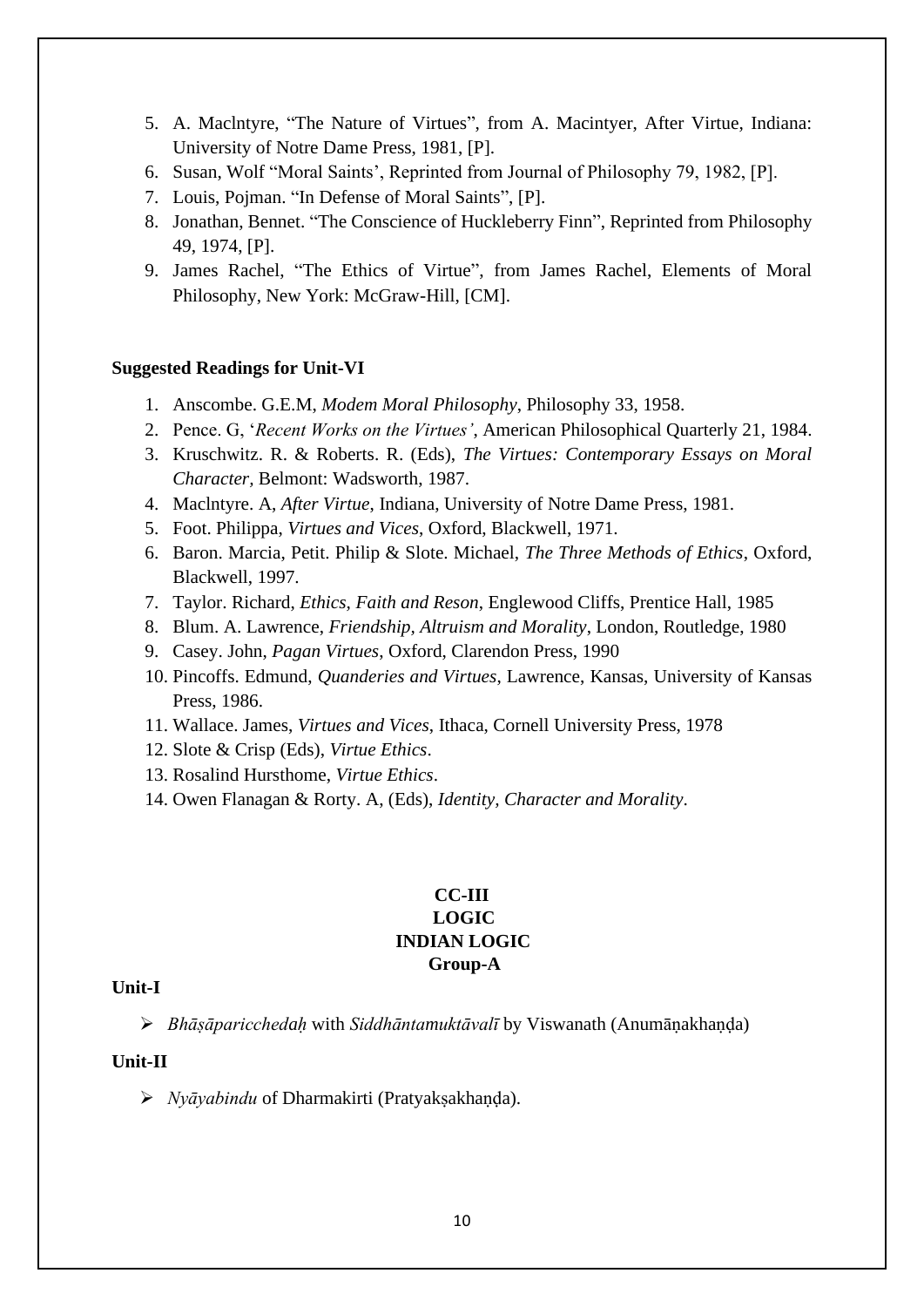5. A. Maclntyre, "The Nature of Virtues", from A. Macintyer, After Virtue, Indiana: University of Notre Dame Press, 1981, [P].
6. Susan, Wolf "Moral Saints', Reprinted from Journal of Philosophy 79, 1982, [P].
7. Louis, Pojman. "In Defense of Moral Saints", [P].
8. Jonathan, Bennet. "The Conscience of Huckleberry Finn", Reprinted from Philosophy 49, 1974, [P].
9. James Rachel, "The Ethics of Virtue", from James Rachel, Elements of Moral Philosophy, New York: McGraw-Hill, [CM].

**Suggested Readings for Unit-VI**

1. Anscombe. G.E.M, *Modem Moral Philosophy*, Philosophy 33, 1958.
2. Pence. G, '*Recent Works on the Virtues'*, American Philosophical Quarterly 21, 1984.
3. Kruschwitz. R. & Roberts. R. (Eds), *The Virtues: Contemporary Essays on Moral Character,* Belmont: Wadsworth, 1987.
4. Maclntyre. A, *After Virtue*, Indiana, University of Notre Dame Press, 1981.
5. Foot. Philippa, *Virtues and Vices*, Oxford, Blackwell, 1971.
6. Baron. Marcia, Petit. Philip & Slote. Michael, *The Three Methods of Ethics*, Oxford, Blackwell, 1997.
7. Taylor. Richard, *Ethics, Faith and Reson*, Englewood Cliffs, Prentice Hall, 1985
8. Blum. A. Lawrence, *Friendship, Altruism and Morality*, London, Routledge, 1980
9. Casey. John, *Pagan Virtues*, Oxford, Clarendon Press, 1990
10. Pincoffs. Edmund, *Quanderies and Virtues*, Lawrence, Kansas, University of Kansas Press, 1986.
11. Wallace. James, *Virtues and Vices*, Ithaca, Cornell University Press, 1978
12. Slote & Crisp (Eds), *Virtue Ethics*.
13. Rosalind Hursthome, *Virtue Ethics*.
14. Owen Flanagan & Rorty. A, (Eds), *Identity, Character and Morality*.

**CC-III**
**LOGIC**
**INDIAN LOGIC**
**Group-A**

**Unit-I**

- *Bhāṣāparicchedaḥ* with *Siddhāntamuktāvalī* by Viswanath (Anumāṇakhaṇḍa)

**Unit-II**

- *Nyāyabindu* of Dharmakirti (Pratyakṣakhaṇḍa).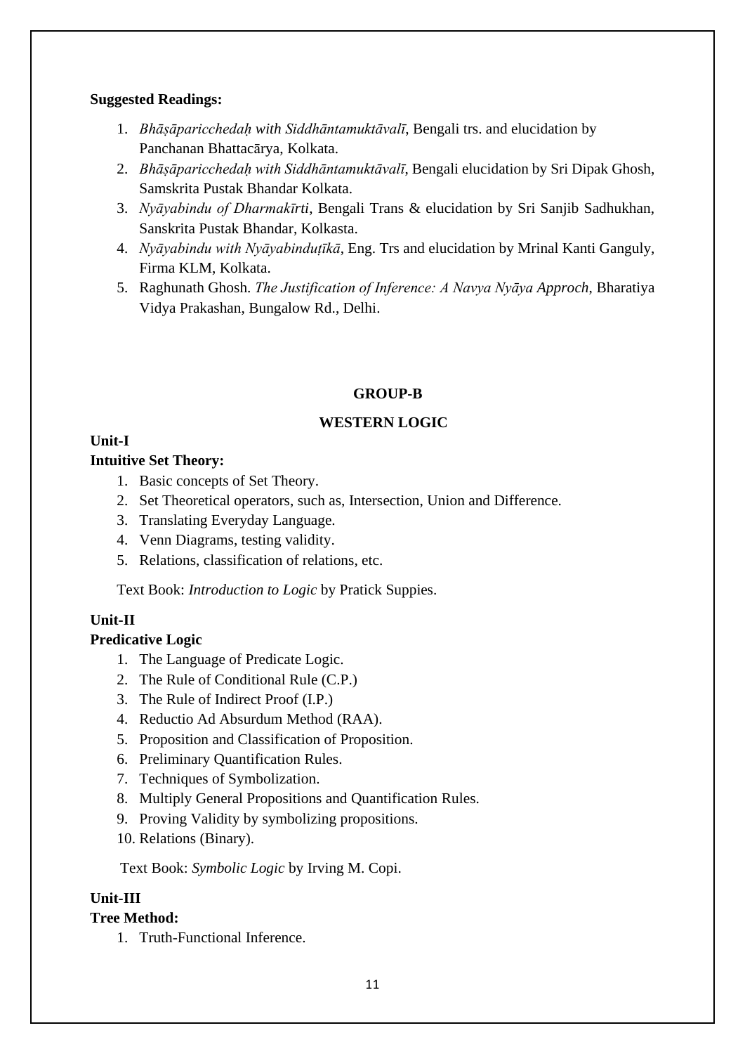**Suggested Readings:**

1. *Bhāṣāparicchedaḥ with Siddhāntamuktāvalī*, Bengali trs. and elucidation by Panchanan Bhattacārya, Kolkata.
2. *Bhāṣāparicchedaḥ with Siddhāntamuktāvalī*, Bengali elucidation by Sri Dipak Ghosh, Samskrita Pustak Bhandar Kolkata.
3. *Nyāyabindu of Dharmakīrti*, Bengali Trans & elucidation by Sri Sanjib Sadhukhan, Sanskrita Pustak Bhandar, Kolkasta.
4. *Nyāyabindu with Nyāyabinduṭīkā*, Eng. Trs and elucidation by Mrinal Kanti Ganguly, Firma KLM, Kolkata.
5. Raghunath Ghosh. *The Justification of Inference: A Navya Nyāya Approch*, Bharatiya Vidya Prakashan, Bungalow Rd., Delhi.

## GROUP-B

## WESTERN LOGIC

**Unit-I**

**Intuitive Set Theory:**

1. Basic concepts of Set Theory.
2. Set Theoretical operators, such as, Intersection, Union and Difference.
3. Translating Everyday Language.
4. Venn Diagrams, testing validity.
5. Relations, classification of relations, etc.

Text Book: *Introduction to Logic* by Pratick Suppies.

**Unit-II**

**Predicative Logic**

1. The Language of Predicate Logic.
2. The Rule of Conditional Rule (C.P.)
3. The Rule of Indirect Proof (I.P.)
4. Reductio Ad Absurdum Method (RAA).
5. Proposition and Classification of Proposition.
6. Preliminary Quantification Rules.
7. Techniques of Symbolization.
8. Multiply General Propositions and Quantification Rules.
9. Proving Validity by symbolizing propositions.
10. Relations (Binary).

Text Book: *Symbolic Logic* by Irving M. Copi.

**Unit-III**

**Tree Method:**

1. Truth-Functional Inference.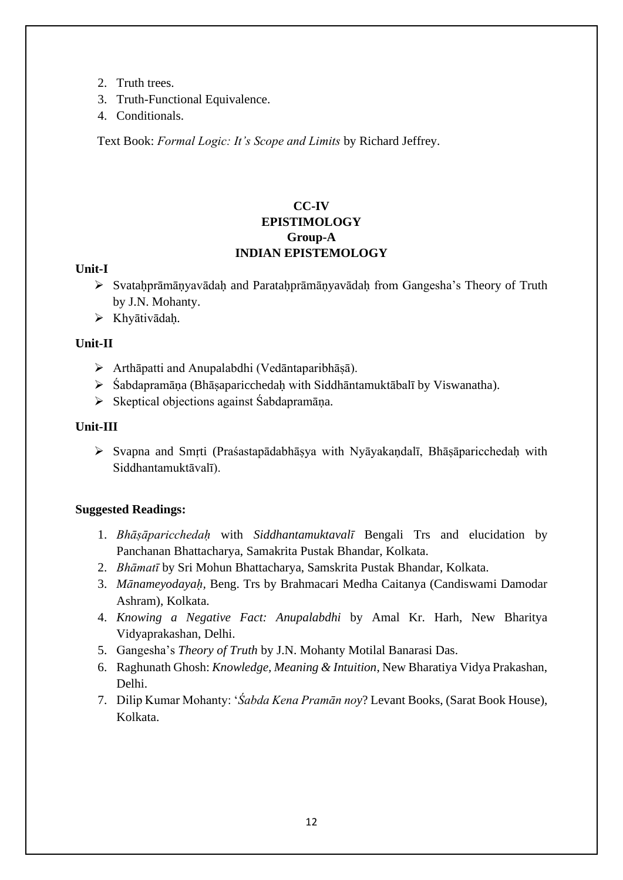2. Truth trees.
3. Truth-Functional Equivalence.
4. Conditionals.

Text Book: *Formal Logic: It's Scope and Limits* by Richard Jeffrey.

## CC-IV
## EPISTIMOLOGY
## Group-A
## INDIAN EPISTEMOLOGY

**Unit-I**

- Svataḥprāmāṇyavādaḥ and Parataḥprāmāṇyavādaḥ from Gangesha's Theory of Truth by J.N. Mohanty.
- Khyātivādaḥ.

**Unit-II**

- Arthāpatti and Anupalabdhi (Vedāntaparibhāṣā).
- Śabdapramāṇa (Bhāṣaparicchedaḥ with Siddhāntamuktābalī by Viswanatha).
- Skeptical objections against Śabdapramāṇa.

**Unit-III**

- Svapna and Smṛti (Praśastapādabhāṣya with Nyāyakaṇdalī, Bhāṣāparicchedaḥ with Siddhantamuktāvalī).

**Suggested Readings:**

1. *Bhāṣāparicchedaḥ* with *Siddhantamuktavalī* Bengali Trs and elucidation by Panchanan Bhattacharya, Samakrita Pustak Bhandar, Kolkata.
2. *Bhāmatī* by Sri Mohun Bhattacharya, Samskrita Pustak Bhandar, Kolkata.
3. *Mānameyodayaḥ*, Beng. Trs by Brahmacari Medha Caitanya (Candiswami Damodar Ashram), Kolkata.
4. *Knowing a Negative Fact: Anupalabdhi* by Amal Kr. Harh, New Bharitya Vidyaprakashan, Delhi.
5. Gangesha's *Theory of Truth* by J.N. Mohanty Motilal Banarasi Das.
6. Raghunath Ghosh: *Knowledge, Meaning & Intuition*, New Bharatiya Vidya Prakashan, Delhi.
7. Dilip Kumar Mohanty: '*Śabda Kena Pramān noy*? Levant Books, (Sarat Book House), Kolkata.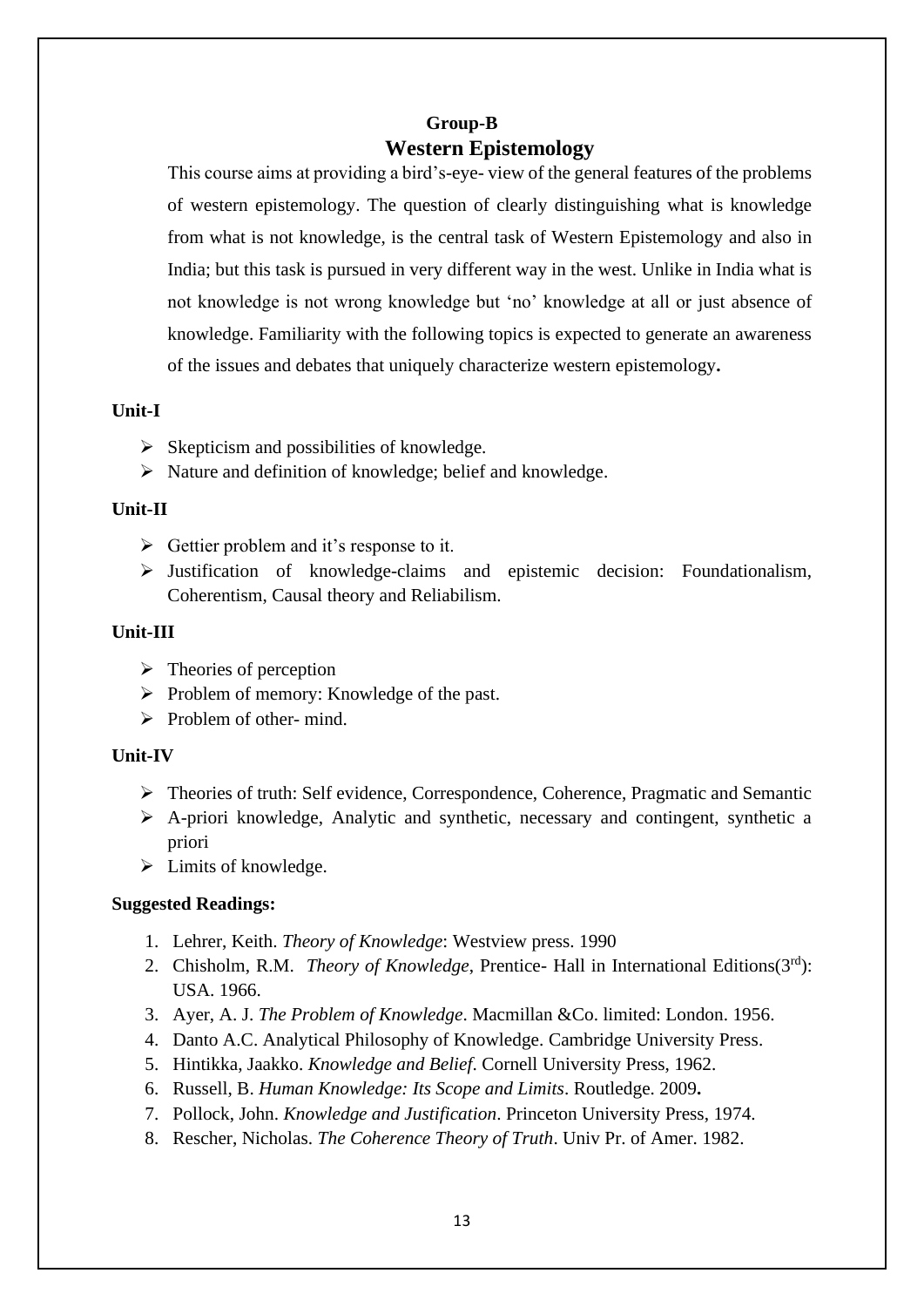## Group-B

# Western Epistemology

This course aims at providing a bird's-eye- view of the general features of the problems of western epistemology. The question of clearly distinguishing what is knowledge from what is not knowledge, is the central task of Western Epistemology and also in India; but this task is pursued in very different way in the west. Unlike in India what is not knowledge is not wrong knowledge but 'no' knowledge at all or just absence of knowledge. Familiarity with the following topics is expected to generate an awareness of the issues and debates that uniquely characterize western epistemology**.**

**Unit-I**

- Skepticism and possibilities of knowledge.
- Nature and definition of knowledge; belief and knowledge.

**Unit-II**

- Gettier problem and it's response to it.
- Justification of knowledge-claims and epistemic decision: Foundationalism, Coherentism, Causal theory and Reliabilism.

**Unit-III**

- Theories of perception
- Problem of memory: Knowledge of the past.
- Problem of other- mind.

**Unit-IV**

- Theories of truth: Self evidence, Correspondence, Coherence, Pragmatic and Semantic
- A-priori knowledge, Analytic and synthetic, necessary and contingent, synthetic a priori
- Limits of knowledge.

**Suggested Readings:**

1. Lehrer, Keith. *Theory of Knowledge*: Westview press. 1990
2. Chisholm, R.M. *Theory of Knowledge*, Prentice- Hall in International Editions(3rd): USA. 1966.
3. Ayer, A. J. *The Problem of Knowledge*. Macmillan &Co. limited: London. 1956.
4. Danto A.C. Analytical Philosophy of Knowledge. Cambridge University Press.
5. Hintikka, Jaakko. *Knowledge and Belief*. Cornell University Press, 1962.
6. Russell, B. *Human Knowledge: Its Scope and Limits*. Routledge. 2009**.**
7. Pollock, John. *Knowledge and Justification*. Princeton University Press, 1974.
8. Rescher, Nicholas. *The Coherence Theory of Truth*. Univ Pr. of Amer. 1982.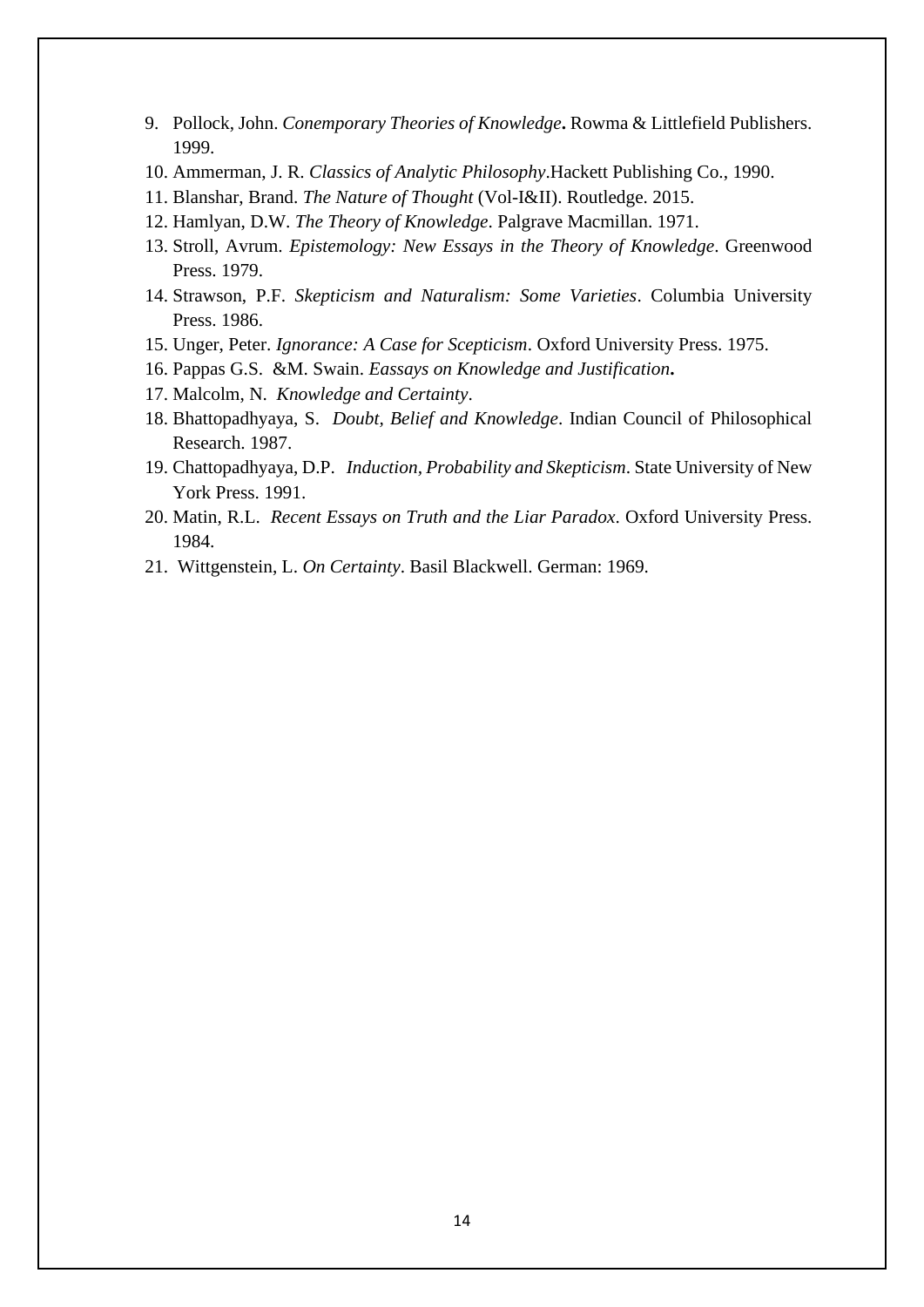9. Pollock, John. *Conemporary Theories of Knowledge***.** Rowma & Littlefield Publishers. 1999.
10. Ammerman, J. R. *Classics of Analytic Philosophy*.Hackett Publishing Co., 1990.
11. Blanshar, Brand. *The Nature of Thought* (Vol-I&II). Routledge. 2015.
12. Hamlyan, D.W. *The Theory of Knowledge*. Palgrave Macmillan. 1971.
13. Stroll, Avrum. *Epistemology: New Essays in the Theory of Knowledge*. Greenwood Press. 1979.
14. Strawson, P.F. *Skepticism and Naturalism: Some Varieties*. Columbia University Press. 1986.
15. Unger, Peter. *Ignorance: A Case for Scepticism*. Oxford University Press. 1975.
16. Pappas G.S. &M. Swain. *Eassays on Knowledge and Justification***.**
17. Malcolm, N. *Knowledge and Certainty*.
18. Bhattopadhyaya, S. *Doubt, Belief and Knowledge*. Indian Council of Philosophical Research. 1987.
19. Chattopadhyaya, D.P. *Induction, Probability and Skepticism*. State University of New York Press. 1991.
20. Matin, R.L. *Recent Essays on Truth and the Liar Paradox*. Oxford University Press. 1984.
21. Wittgenstein, L. *On Certainty*. Basil Blackwell. German: 1969.